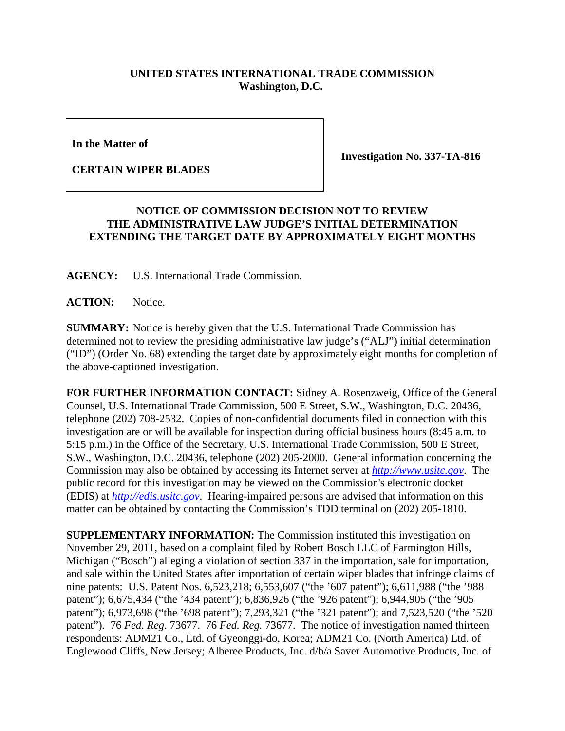**UNITED STATES INTERNATIONAL TRADE COMMISSION**
**Washington, D.C.**

| | |
|---|---|
| **In the Matter of**<br><br>**CERTAIN WIPER BLADES** | **Investigation No. 337-TA-816** |

**NOTICE OF COMMISSION DECISION NOT TO REVIEW THE ADMINISTRATIVE LAW JUDGE'S INITIAL DETERMINATION EXTENDING THE TARGET DATE BY APPROXIMATELY EIGHT MONTHS**

**AGENCY:** U.S. International Trade Commission.

**ACTION:** Notice.

**SUMMARY:** Notice is hereby given that the U.S. International Trade Commission has determined not to review the presiding administrative law judge's ("ALJ") initial determination ("ID") (Order No. 68) extending the target date by approximately eight months for completion of the above-captioned investigation.

**FOR FURTHER INFORMATION CONTACT:** Sidney A. Rosenzweig, Office of the General Counsel, U.S. International Trade Commission, 500 E Street, S.W., Washington, D.C. 20436, telephone (202) 708-2532. Copies of non-confidential documents filed in connection with this investigation are or will be available for inspection during official business hours (8:45 a.m. to 5:15 p.m.) in the Office of the Secretary, U.S. International Trade Commission, 500 E Street, S.W., Washington, D.C. 20436, telephone (202) 205-2000. General information concerning the Commission may also be obtained by accessing its Internet server at *http://www.usitc.gov*. The public record for this investigation may be viewed on the Commission's electronic docket (EDIS) at *http://edis.usitc.gov*. Hearing-impaired persons are advised that information on this matter can be obtained by contacting the Commission's TDD terminal on (202) 205-1810.

**SUPPLEMENTARY INFORMATION:** The Commission instituted this investigation on November 29, 2011, based on a complaint filed by Robert Bosch LLC of Farmington Hills, Michigan ("Bosch") alleging a violation of section 337 in the importation, sale for importation, and sale within the United States after importation of certain wiper blades that infringe claims of nine patents: U.S. Patent Nos. 6,523,218; 6,553,607 ("the '607 patent"); 6,611,988 ("the '988 patent"); 6,675,434 ("the '434 patent"); 6,836,926 ("the '926 patent"); 6,944,905 ("the '905 patent"); 6,973,698 ("the '698 patent"); 7,293,321 ("the '321 patent"); and 7,523,520 ("the '520 patent"). 76 *Fed. Reg.* 73677. 76 *Fed. Reg.* 73677. The notice of investigation named thirteen respondents: ADM21 Co., Ltd. of Gyeonggi-do, Korea; ADM21 Co. (North America) Ltd. of Englewood Cliffs, New Jersey; Alberee Products, Inc. d/b/a Saver Automotive Products, Inc. of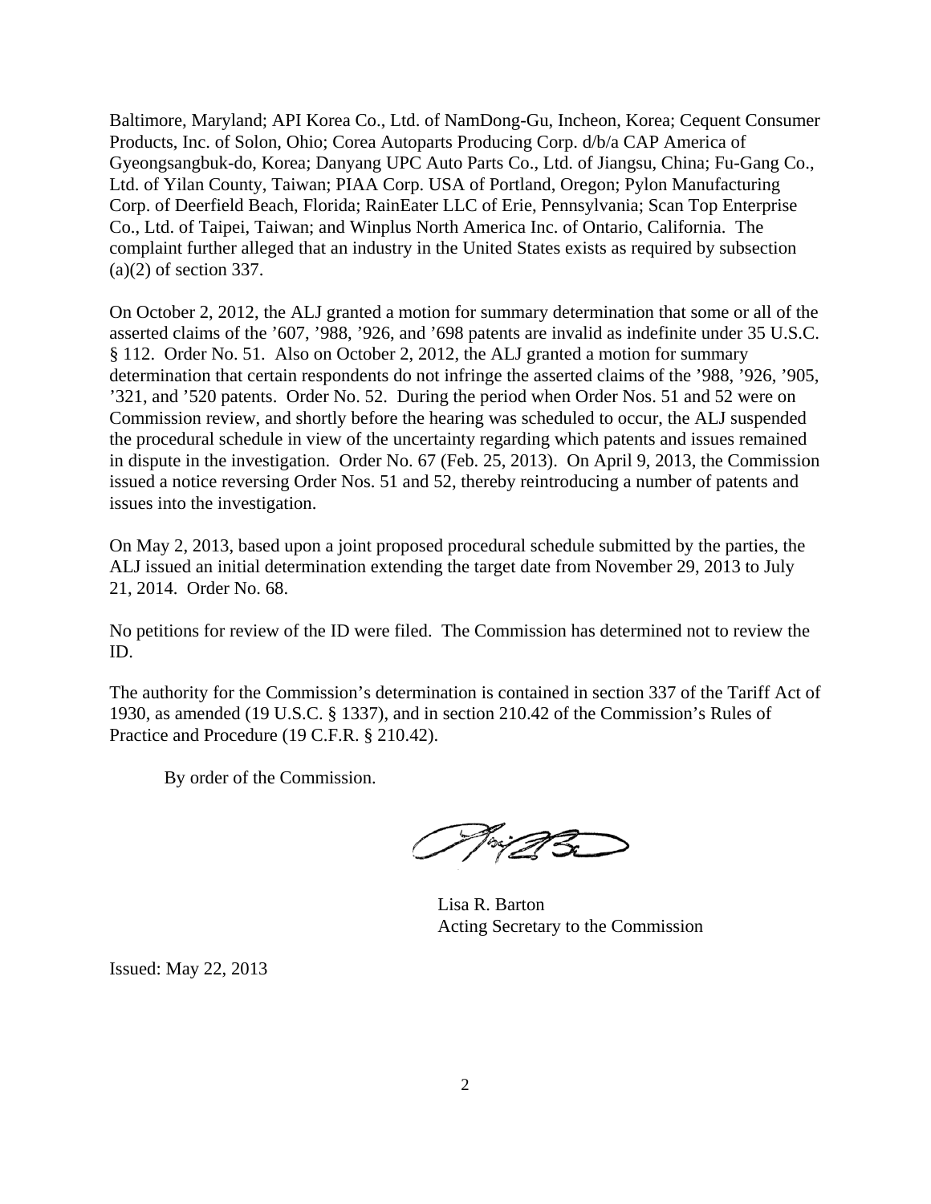Baltimore, Maryland; API Korea Co., Ltd. of NamDong-Gu, Incheon, Korea; Cequent Consumer Products, Inc. of Solon, Ohio; Corea Autoparts Producing Corp. d/b/a CAP America of Gyeongsangbuk-do, Korea; Danyang UPC Auto Parts Co., Ltd. of Jiangsu, China; Fu-Gang Co., Ltd. of Yilan County, Taiwan; PIAA Corp. USA of Portland, Oregon; Pylon Manufacturing Corp. of Deerfield Beach, Florida; RainEater LLC of Erie, Pennsylvania; Scan Top Enterprise Co., Ltd. of Taipei, Taiwan; and Winplus North America Inc. of Ontario, California. The complaint further alleged that an industry in the United States exists as required by subsection (a)(2) of section 337.

On October 2, 2012, the ALJ granted a motion for summary determination that some or all of the asserted claims of the ’607, ’988, ’926, and ’698 patents are invalid as indefinite under 35 U.S.C. § 112. Order No. 51. Also on October 2, 2012, the ALJ granted a motion for summary determination that certain respondents do not infringe the asserted claims of the ’988, ’926, ’905, ’321, and ’520 patents. Order No. 52. During the period when Order Nos. 51 and 52 were on Commission review, and shortly before the hearing was scheduled to occur, the ALJ suspended the procedural schedule in view of the uncertainty regarding which patents and issues remained in dispute in the investigation. Order No. 67 (Feb. 25, 2013). On April 9, 2013, the Commission issued a notice reversing Order Nos. 51 and 52, thereby reintroducing a number of patents and issues into the investigation.

On May 2, 2013, based upon a joint proposed procedural schedule submitted by the parties, the ALJ issued an initial determination extending the target date from November 29, 2013 to July 21, 2014. Order No. 68.

No petitions for review of the ID were filed. The Commission has determined not to review the ID.

The authority for the Commission’s determination is contained in section 337 of the Tariff Act of 1930, as amended (19 U.S.C. § 1337), and in section 210.42 of the Commission’s Rules of Practice and Procedure (19 C.F.R. § 210.42).

By order of the Commission.

Lisa R. Barton
Acting Secretary to the Commission

Issued: May 22, 2013